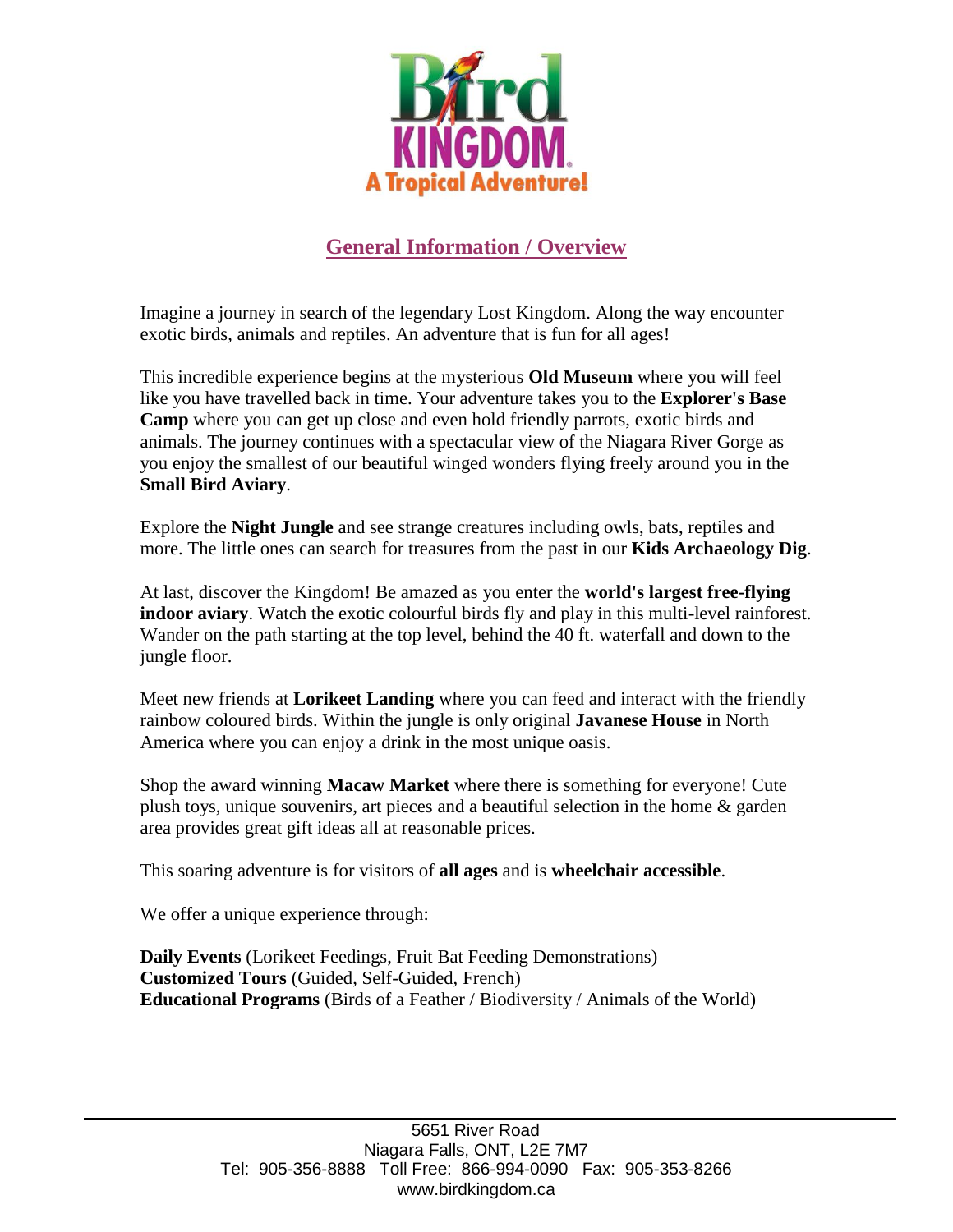Bird KINGDOM

A Tropical Adventure!

## General Information / Overview

Imagine a journey in search of the legendary Lost Kingdom. Along the way encounter exotic birds, animals and reptiles. An adventure that is fun for all ages!

This incredible experience begins at the mysterious **Old Museum** where you will feel like you have travelled back in time. Your adventure takes you to the **Explorer's Base Camp** where you can get up close and even hold friendly parrots, exotic birds and animals. The journey continues with a spectacular view of the Niagara River Gorge as you enjoy the smallest of our beautiful winged wonders flying freely around you in the **Small Bird Aviary**.

Explore the **Night Jungle** and see strange creatures including owls, bats, reptiles and more. The little ones can search for treasures from the past in our **Kids Archaeology Dig**.

At last, discover the Kingdom! Be amazed as you enter the **world's largest free-flying indoor aviary**. Watch the exotic colourful birds fly and play in this multi-level rainforest. Wander on the path starting at the top level, behind the 40 ft. waterfall and down to the jungle floor.

Meet new friends at **Lorikeet Landing** where you can feed and interact with the friendly rainbow coloured birds. Within the jungle is only original **Javanese House** in North America where you can enjoy a drink in the most unique oasis.

Shop the award winning **Macaw Market** where there is something for everyone! Cute plush toys, unique souvenirs, art pieces and a beautiful selection in the home & garden area provides great gift ideas all at reasonable prices.

This soaring adventure is for visitors of **all ages** and is **wheelchair accessible**.

We offer a unique experience through:

**Daily Events** (Lorikeet Feedings, Fruit Bat Feeding Demonstrations)
**Customized Tours** (Guided, Self-Guided, French)
**Educational Programs** (Birds of a Feather / Biodiversity / Animals of the World)

5651 River Road
Niagara Falls, ONT, L2E 7M7
Tel: 905-356-8888 Toll Free: 866-994-0090 Fax: 905-353-8266
www.birdkingdom.ca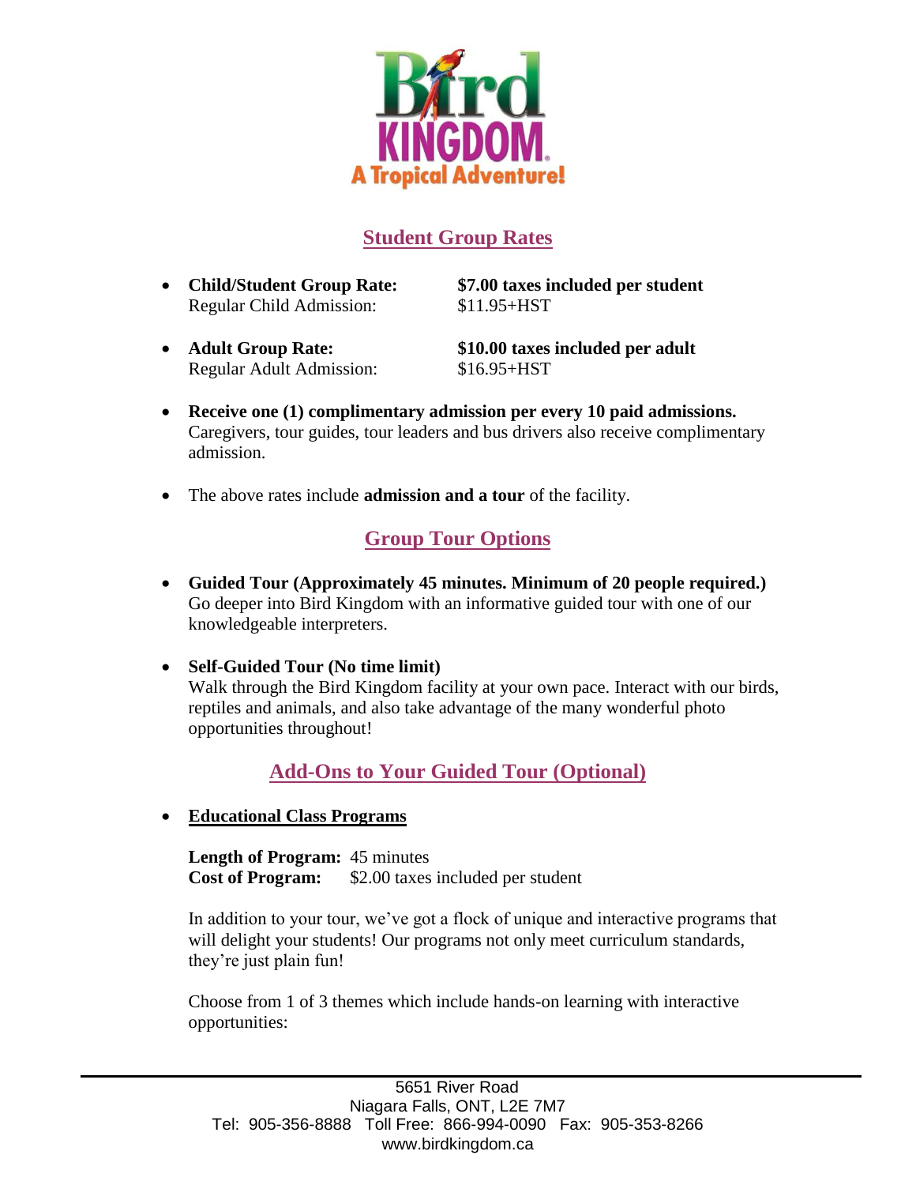# Bird KINGDOM
A Tropical Adventure!

## Student Group Rates

- **Child/Student Group Rate:** **$7.00 taxes included per student**
  Regular Child Admission: $11.95+HST

- **Adult Group Rate:** **$10.00 taxes included per adult**
  Regular Adult Admission: $16.95+HST

- **Receive one (1) complimentary admission per every 10 paid admissions.** Caregivers, tour guides, tour leaders and bus drivers also receive complimentary admission.

- The above rates include **admission and a tour** of the facility.

## Group Tour Options

- **Guided Tour (Approximately 45 minutes. Minimum of 20 people required.)**
  Go deeper into Bird Kingdom with an informative guided tour with one of our knowledgeable interpreters.

- **Self-Guided Tour (No time limit)**
  Walk through the Bird Kingdom facility at your own pace. Interact with our birds, reptiles and animals, and also take advantage of the many wonderful photo opportunities throughout!

## Add-Ons to Your Guided Tour (Optional)

- **Educational Class Programs**

  **Length of Program:** 45 minutes
  **Cost of Program:** $2.00 taxes included per student

  In addition to your tour, we've got a flock of unique and interactive programs that will delight your students! Our programs not only meet curriculum standards, they're just plain fun!

  Choose from 1 of 3 themes which include hands-on learning with interactive opportunities:

5651 River Road
Niagara Falls, ONT, L2E 7M7
Tel: 905-356-8888 Toll Free: 866-994-0090 Fax: 905-353-8266
www.birdkingdom.ca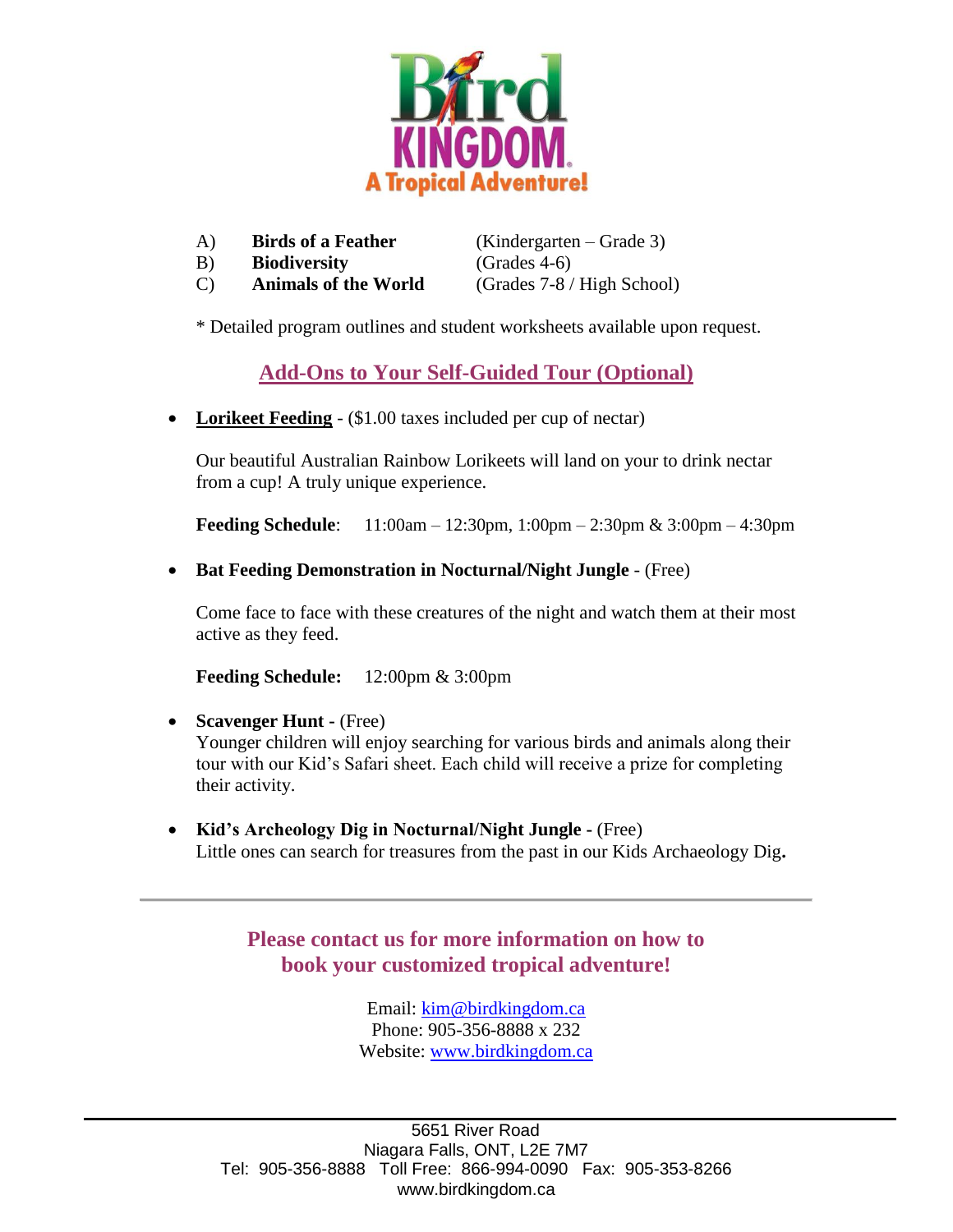**Bird KINGDOM**
**A Tropical Adventure!**

| | | |
|---|---|---|
| A) | **Birds of a Feather** | (Kindergarten – Grade 3) |
| B) | **Biodiversity** | (Grades 4-6) |
| C) | **Animals of the World** | (Grades 7-8 / High School) |

* Detailed program outlines and student worksheets available upon request.

## Add-Ons to Your Self-Guided Tour (Optional)

- **Lorikeet Feeding** - ($1.00 taxes included per cup of nectar)

  Our beautiful Australian Rainbow Lorikeets will land on your to drink nectar from a cup! A truly unique experience.

  **Feeding Schedule**: 11:00am – 12:30pm, 1:00pm – 2:30pm & 3:00pm – 4:30pm

- **Bat Feeding Demonstration in Nocturnal/Night Jungle** - (Free)

  Come face to face with these creatures of the night and watch them at their most active as they feed.

  **Feeding Schedule:** 12:00pm & 3:00pm

- **Scavenger Hunt** - (Free)
  Younger children will enjoy searching for various birds and animals along their tour with our Kid's Safari sheet. Each child will receive a prize for completing their activity.

- **Kid's Archeology Dig in Nocturnal/Night Jungle** - (Free)
  Little ones can search for treasures from the past in our Kids Archaeology Dig**.**

---

**Please contact us for more information on how to book your customized tropical adventure!**

Email: kim@birdkingdom.ca
Phone: 905-356-8888 x 232
Website: www.birdkingdom.ca

5651 River Road
Niagara Falls, ONT, L2E 7M7
Tel: 905-356-8888 Toll Free: 866-994-0090 Fax: 905-353-8266
www.birdkingdom.ca